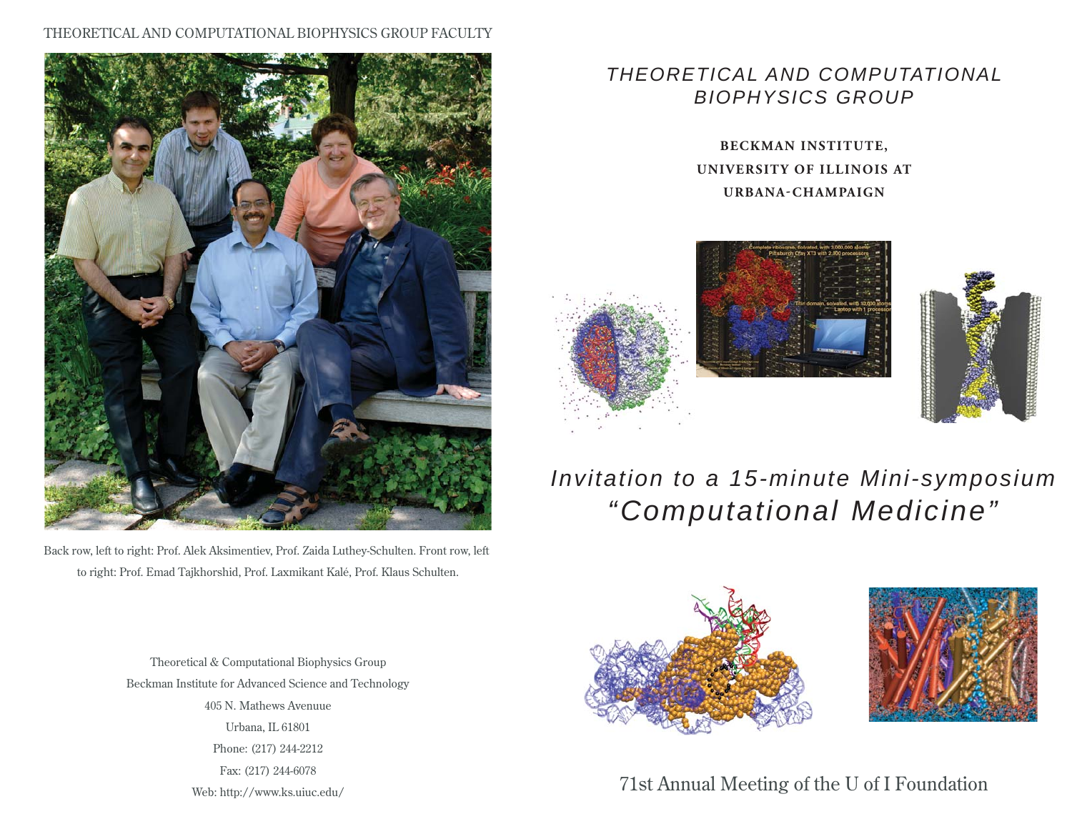THEORETICAL AND COMPUTATIONAL BIOPHYSICS GROUP FACULTY

Back row, left to right: Prof. Alek Aksimentiev, Prof. Zaida Luthey-Schulten. Front row, left to right: Prof. Emad Tajkhorshid, Prof. Laxmikant Kalé, Prof. Klaus Schulten.

Theoretical & Computational Biophysics Group
Beckman Institute for Advanced Science and Technology
405 N. Mathews Avenuue
Urbana, IL 61801
Phone: (217) 244-2212
Fax: (217) 244-6078
Web: http://www.ks.uiuc.edu/

# *THEORETICAL AND COMPUTATIONAL BIOPHYSICS GROUP*

**BECKMAN INSTITUTE,
UNIVERSITY OF ILLINOIS AT
URBANA-CHAMPAIGN**

## *Invitation to a 15-minute Mini-symposium*
## *"Computational Medicine"*

71st Annual Meeting of the U of I Foundation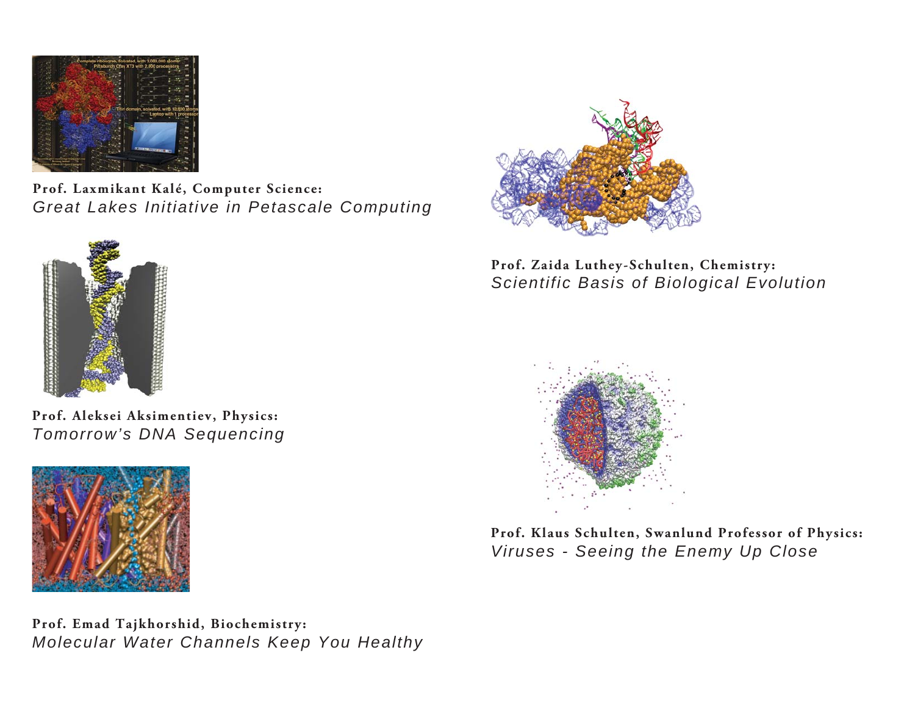**Prof. Laxmikant Kalé, Computer Science:**
*Great Lakes Initiative in Petascale Computing*

**Prof. Aleksei Aksimentiev, Physics:**
*Tomorrow's DNA Sequencing*

**Prof. Emad Tajkhorshid, Biochemistry:**
*Molecular Water Channels Keep You Healthy*

**Prof. Zaida Luthey-Schulten, Chemistry:**
*Scientific Basis of Biological Evolution*

**Prof. Klaus Schulten, Swanlund Professor of Physics:**
*Viruses - Seeing the Enemy Up Close*